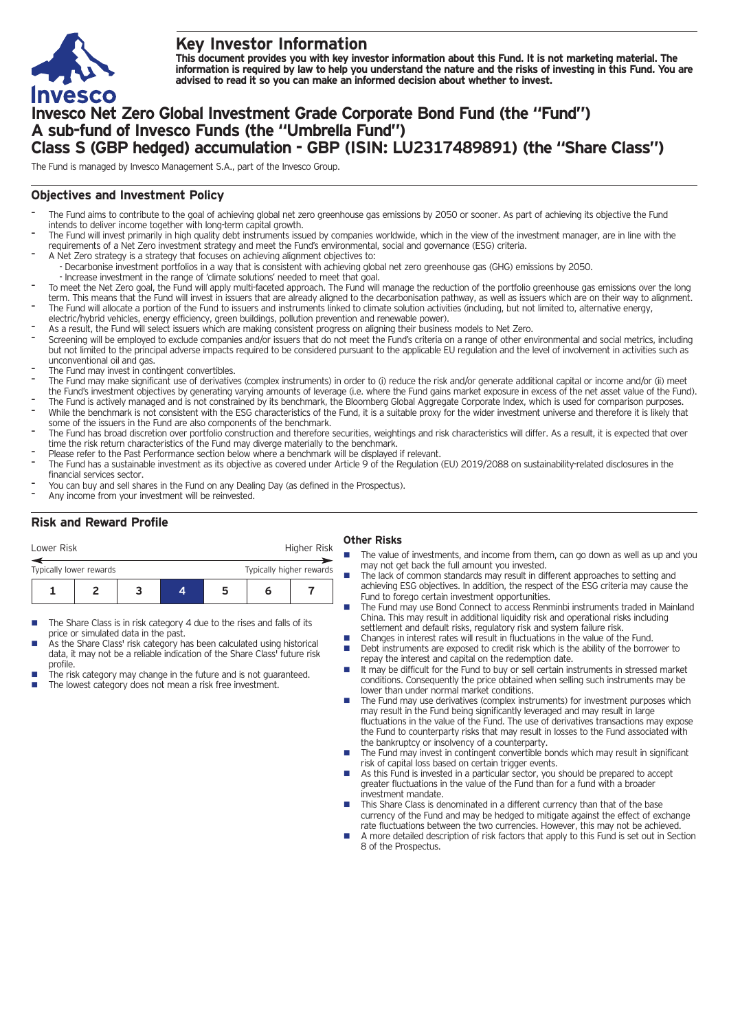# Key Investor Information

**This document provides you with key investor information about this Fund. It is not marketing material. The information is required by law to help you understand the nature and the risks of investing in this Fund. You are advised to read it so you can make an informed decision about whether to invest.**

# Invesco Net Zero Global Investment Grade Corporate Bond Fund (the "Fund") A sub-fund of Invesco Funds (the "Umbrella Fund") Class S (GBP hedged) accumulation - GBP (ISIN: LU2317489891) (the "Share Class")

The Fund is managed by Invesco Management S.A., part of the Invesco Group.

## Objectives and Investment Policy

- The Fund aims to contribute to the goal of achieving global net zero greenhouse gas emissions by 2050 or sooner. As part of achieving its objective the Fund intends to deliver income together with long-term capital growth.
- The Fund will invest primarily in high quality debt instruments issued by companies worldwide, which in the view of the investment manager, are in line with the requirements of a Net Zero investment strategy and meet the Fund's environmental, social and governance (ESG) criteria.
- A Net Zero strategy is a strategy that focuses on achieving alignment objectives to:
  - Decarbonise investment portfolios in a way that is consistent with achieving global net zero greenhouse gas (GHG) emissions by 2050.
  - Increase investment in the range of 'climate solutions' needed to meet that goal.
- To meet the Net Zero goal, the Fund will apply multi-faceted approach. The Fund will manage the reduction of the portfolio greenhouse gas emissions over the long term. This means that the Fund will invest in issuers that are already aligned to the decarbonisation pathway, as well as issuers which are on their way to alignment.
- The Fund will allocate a portion of the Fund to issuers and instruments linked to climate solution activities (including, but not limited to, alternative energy, electric/hybrid vehicles, energy efficiency, green buildings, pollution prevention and renewable power).
- As a result, the Fund will select issuers which are making consistent progress on aligning their business models to Net Zero.
- Screening will be employed to exclude companies and/or issuers that do not meet the Fund's criteria on a range of other environmental and social metrics, including but not limited to the principal adverse impacts required to be considered pursuant to the applicable EU regulation and the level of involvement in activities such as unconventional oil and gas.
- The Fund may invest in contingent convertibles.
- The Fund may make significant use of derivatives (complex instruments) in order to (i) reduce the risk and/or generate additional capital or income and/or (ii) meet the Fund's investment objectives by generating varying amounts of leverage (i.e. where the Fund gains market exposure in excess of the net asset value of the Fund).
- The Fund is actively managed and is not constrained by its benchmark, the Bloomberg Global Aggregate Corporate Index, which is used for comparison purposes.
- While the benchmark is not consistent with the ESG characteristics of the Fund, it is a suitable proxy for the wider investment universe and therefore it is likely that some of the issuers in the Fund are also components of the benchmark.
- The Fund has broad discretion over portfolio construction and therefore securities, weightings and risk characteristics will differ. As a result, it is expected that over time the risk return characteristics of the Fund may diverge materially to the benchmark.
- Please refer to the Past Performance section below where a benchmark will be displayed if relevant.
- The Fund has a sustainable investment as its objective as covered under Article 9 of the Regulation (EU) 2019/2088 on sustainability-related disclosures in the financial services sector.
- You can buy and sell shares in the Fund on any Dealing Day (as defined in the Prospectus).
- Any income from your investment will be reinvested.

## Risk and Reward Profile

| Lower Risk | | | | | | Higher Risk |
|---|---|---|---|---|---|---|
| Typically lower rewards | | | | | | Typically higher rewards |
| 1 | 2 | 3 | **4** | 5 | 6 | 7 |

- The Share Class is in risk category 4 due to the rises and falls of its price or simulated data in the past.
- As the Share Class' risk category has been calculated using historical data, it may not be a reliable indication of the Share Class' future risk profile.
- The risk category may change in the future and is not guaranteed.
- The lowest category does not mean a risk free investment.

### Other Risks

- The value of investments, and income from them, can go down as well as up and you may not get back the full amount you invested.
- The lack of common standards may result in different approaches to setting and achieving ESG objectives. In addition, the respect of the ESG criteria may cause the Fund to forego certain investment opportunities.
- The Fund may use Bond Connect to access Renminbi instruments traded in Mainland China. This may result in additional liquidity risk and operational risks including settlement and default risks, regulatory risk and system failure risk.
- Changes in interest rates will result in fluctuations in the value of the Fund.
- Debt instruments are exposed to credit risk which is the ability of the borrower to repay the interest and capital on the redemption date.
- It may be difficult for the Fund to buy or sell certain instruments in stressed market conditions. Consequently the price obtained when selling such instruments may be lower than under normal market conditions.
- The Fund may use derivatives (complex instruments) for investment purposes which may result in the Fund being significantly leveraged and may result in large fluctuations in the value of the Fund. The use of derivatives transactions may expose the Fund to counterparty risks that may result in losses to the Fund associated with the bankruptcy or insolvency of a counterparty.
- The Fund may invest in contingent convertible bonds which may result in significant risk of capital loss based on certain trigger events.
- As this Fund is invested in a particular sector, you should be prepared to accept greater fluctuations in the value of the Fund than for a fund with a broader investment mandate.
- This Share Class is denominated in a different currency than that of the base currency of the Fund and may be hedged to mitigate against the effect of exchange rate fluctuations between the two currencies. However, this may not be achieved.
- A more detailed description of risk factors that apply to this Fund is set out in Section 8 of the Prospectus.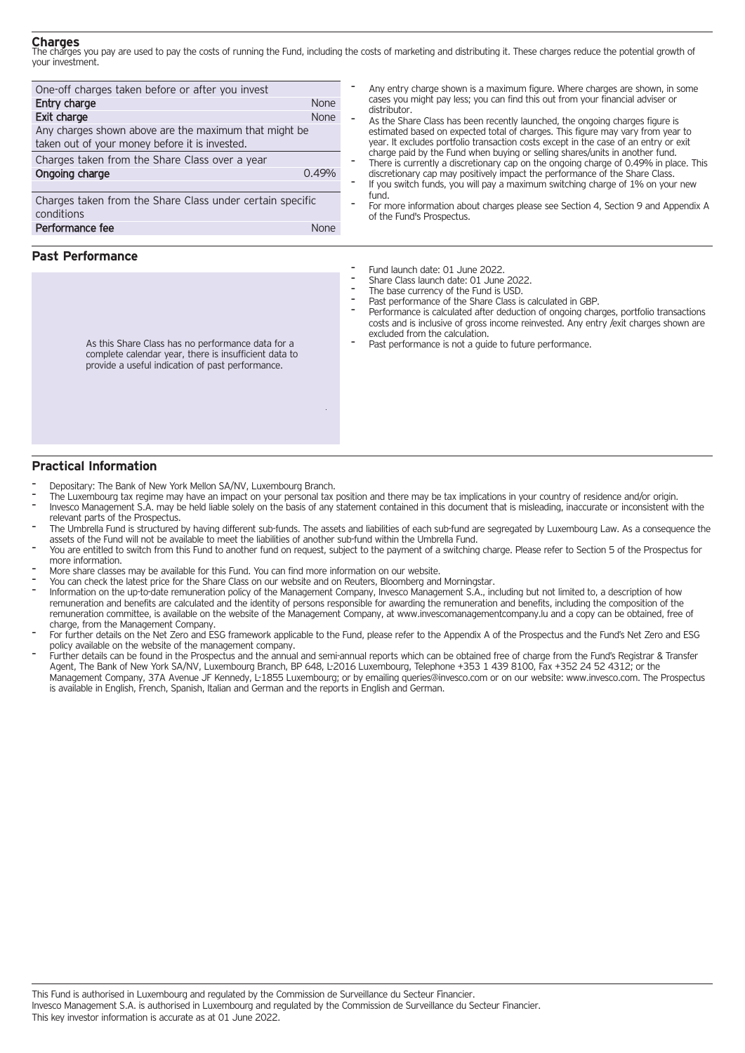## Charges

The charges you pay are used to pay the costs of running the Fund, including the costs of marketing and distributing it. These charges reduce the potential growth of your investment.

| One-off charges taken before or after you invest | |
|---|---|
| **Entry charge** | None |
| **Exit charge** | None |
| Any charges shown above are the maximum that might be taken out of your money before it is invested. | |
| Charges taken from the Share Class over a year | |
| **Ongoing charge** | 0.49% |
| Charges taken from the Share Class under certain specific conditions | |
| **Performance fee** | None |

- Any entry charge shown is a maximum figure. Where charges are shown, in some cases you might pay less; you can find this out from your financial adviser or distributor.
- As the Share Class has been recently launched, the ongoing charges figure is estimated based on expected total of charges. This figure may vary from year to year. It excludes portfolio transaction costs except in the case of an entry or exit charge paid by the Fund when buying or selling shares/units in another fund.
- There is currently a discretionary cap on the ongoing charge of 0.49% in place. This discretionary cap may positively impact the performance of the Share Class.
- If you switch funds, you will pay a maximum switching charge of 1% on your new fund.
- For more information about charges please see Section 4, Section 9 and Appendix A of the Fund's Prospectus.

## Past Performance

As this Share Class has no performance data for a complete calendar year, there is insufficient data to provide a useful indication of past performance.

- Fund launch date: 01 June 2022.
- Share Class launch date: 01 June 2022.
- The base currency of the Fund is USD.
- Past performance of the Share Class is calculated in GBP.
- Performance is calculated after deduction of ongoing charges, portfolio transactions costs and is inclusive of gross income reinvested. Any entry /exit charges shown are excluded from the calculation.
- Past performance is not a guide to future performance.

## Practical Information

- Depositary: The Bank of New York Mellon SA/NV, Luxembourg Branch.
- The Luxembourg tax regime may have an impact on your personal tax position and there may be tax implications in your country of residence and/or origin.
- Invesco Management S.A. may be held liable solely on the basis of any statement contained in this document that is misleading, inaccurate or inconsistent with the relevant parts of the Prospectus.
- The Umbrella Fund is structured by having different sub-funds. The assets and liabilities of each sub-fund are segregated by Luxembourg Law. As a consequence the assets of the Fund will not be available to meet the liabilities of another sub-fund within the Umbrella Fund.
- You are entitled to switch from this Fund to another fund on request, subject to the payment of a switching charge. Please refer to Section 5 of the Prospectus for more information.
- More share classes may be available for this Fund. You can find more information on our website.
- You can check the latest price for the Share Class on our website and on Reuters, Bloomberg and Morningstar.
- Information on the up-to-date remuneration policy of the Management Company, Invesco Management S.A., including but not limited to, a description of how remuneration and benefits are calculated and the identity of persons responsible for awarding the remuneration and benefits, including the composition of the remuneration committee, is available on the website of the Management Company, at www.invescomanagementcompany.lu and a copy can be obtained, free of charge, from the Management Company.
- For further details on the Net Zero and ESG framework applicable to the Fund, please refer to the Appendix A of the Prospectus and the Fund's Net Zero and ESG policy available on the website of the management company.
- Further details can be found in the Prospectus and the annual and semi-annual reports which can be obtained free of charge from the Fund's Registrar & Transfer Agent, The Bank of New York SA/NV, Luxembourg Branch, BP 648, L-2016 Luxembourg, Telephone +353 1 439 8100, Fax +352 24 52 4312; or the Management Company, 37A Avenue JF Kennedy, L-1855 Luxembourg; or by emailing queries@invesco.com or on our website: www.invesco.com. The Prospectus is available in English, French, Spanish, Italian and German and the reports in English and German.

This Fund is authorised in Luxembourg and regulated by the Commission de Surveillance du Secteur Financier.
Invesco Management S.A. is authorised in Luxembourg and regulated by the Commission de Surveillance du Secteur Financier.
This key investor information is accurate as at 01 June 2022.